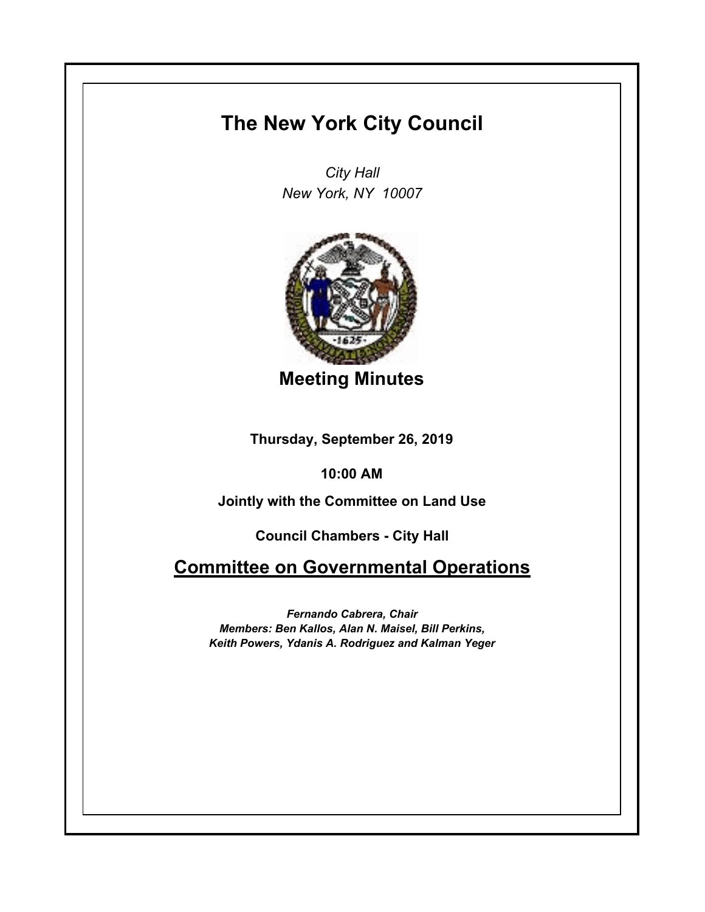# The New York City Council

*City Hall*
*New York, NY 10007*

## Meeting Minutes

**Thursday, September 26, 2019**

**10:00 AM**

**Jointly with the Committee on Land Use**

**Council Chambers - City Hall**

## Committee on Governmental Operations

*Fernando Cabrera, Chair*
*Members: Ben Kallos, Alan N. Maisel, Bill Perkins, Keith Powers, Ydanis A. Rodriguez and Kalman Yeger*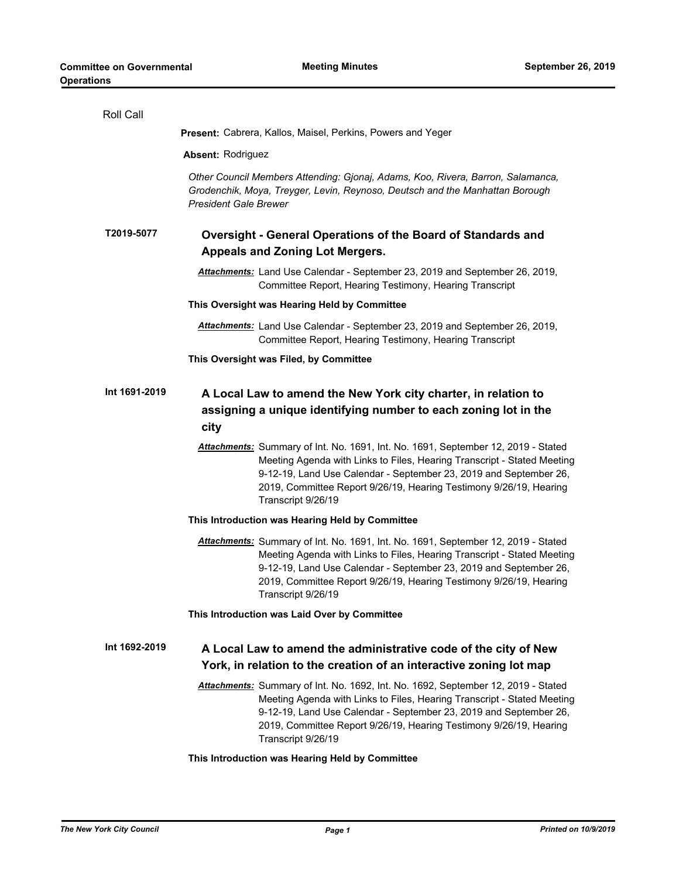Roll Call

**Present:** Cabrera, Kallos, Maisel, Perkins, Powers and Yeger

**Absent:** Rodriguez

*Other Council Members Attending: Gjonaj, Adams, Koo, Rivera, Barron, Salamanca, Grodenchik, Moya, Treyger, Levin, Reynoso, Deutsch and the Manhattan Borough President Gale Brewer*

## T2019-5077

### Oversight - General Operations of the Board of Standards and Appeals and Zoning Lot Mergers.

***Attachments:*** Land Use Calendar - September 23, 2019 and September 26, 2019, Committee Report, Hearing Testimony, Hearing Transcript

**This Oversight was Hearing Held by Committee**

***Attachments:*** Land Use Calendar - September 23, 2019 and September 26, 2019, Committee Report, Hearing Testimony, Hearing Transcript

**This Oversight was Filed, by Committee**

## Int 1691-2019

### A Local Law to amend the New York city charter, in relation to assigning a unique identifying number to each zoning lot in the city

***Attachments:*** Summary of Int. No. 1691, Int. No. 1691, September 12, 2019 - Stated Meeting Agenda with Links to Files, Hearing Transcript - Stated Meeting 9-12-19, Land Use Calendar - September 23, 2019 and September 26, 2019, Committee Report 9/26/19, Hearing Testimony 9/26/19, Hearing Transcript 9/26/19

**This Introduction was Hearing Held by Committee**

***Attachments:*** Summary of Int. No. 1691, Int. No. 1691, September 12, 2019 - Stated Meeting Agenda with Links to Files, Hearing Transcript - Stated Meeting 9-12-19, Land Use Calendar - September 23, 2019 and September 26, 2019, Committee Report 9/26/19, Hearing Testimony 9/26/19, Hearing Transcript 9/26/19

**This Introduction was Laid Over by Committee**

## Int 1692-2019

### A Local Law to amend the administrative code of the city of New York, in relation to the creation of an interactive zoning lot map

***Attachments:*** Summary of Int. No. 1692, Int. No. 1692, September 12, 2019 - Stated Meeting Agenda with Links to Files, Hearing Transcript - Stated Meeting 9-12-19, Land Use Calendar - September 23, 2019 and September 26, 2019, Committee Report 9/26/19, Hearing Testimony 9/26/19, Hearing Transcript 9/26/19

**This Introduction was Hearing Held by Committee**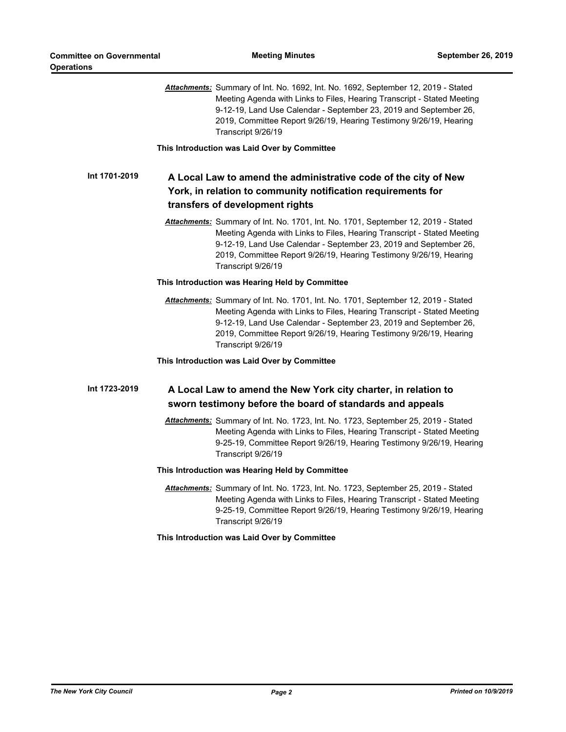***Attachments:*** Summary of Int. No. 1692, Int. No. 1692, September 12, 2019 - Stated Meeting Agenda with Links to Files, Hearing Transcript - Stated Meeting 9-12-19, Land Use Calendar - September 23, 2019 and September 26, 2019, Committee Report 9/26/19, Hearing Testimony 9/26/19, Hearing Transcript 9/26/19

**This Introduction was Laid Over by Committee**

**Int 1701-2019** **A Local Law to amend the administrative code of the city of New York, in relation to community notification requirements for transfers of development rights**

***Attachments:*** Summary of Int. No. 1701, Int. No. 1701, September 12, 2019 - Stated Meeting Agenda with Links to Files, Hearing Transcript - Stated Meeting 9-12-19, Land Use Calendar - September 23, 2019 and September 26, 2019, Committee Report 9/26/19, Hearing Testimony 9/26/19, Hearing Transcript 9/26/19

**This Introduction was Hearing Held by Committee**

***Attachments:*** Summary of Int. No. 1701, Int. No. 1701, September 12, 2019 - Stated Meeting Agenda with Links to Files, Hearing Transcript - Stated Meeting 9-12-19, Land Use Calendar - September 23, 2019 and September 26, 2019, Committee Report 9/26/19, Hearing Testimony 9/26/19, Hearing Transcript 9/26/19

**This Introduction was Laid Over by Committee**

**Int 1723-2019** **A Local Law to amend the New York city charter, in relation to sworn testimony before the board of standards and appeals**

***Attachments:*** Summary of Int. No. 1723, Int. No. 1723, September 25, 2019 - Stated Meeting Agenda with Links to Files, Hearing Transcript - Stated Meeting 9-25-19, Committee Report 9/26/19, Hearing Testimony 9/26/19, Hearing Transcript 9/26/19

**This Introduction was Hearing Held by Committee**

***Attachments:*** Summary of Int. No. 1723, Int. No. 1723, September 25, 2019 - Stated Meeting Agenda with Links to Files, Hearing Transcript - Stated Meeting 9-25-19, Committee Report 9/26/19, Hearing Testimony 9/26/19, Hearing Transcript 9/26/19

**This Introduction was Laid Over by Committee**